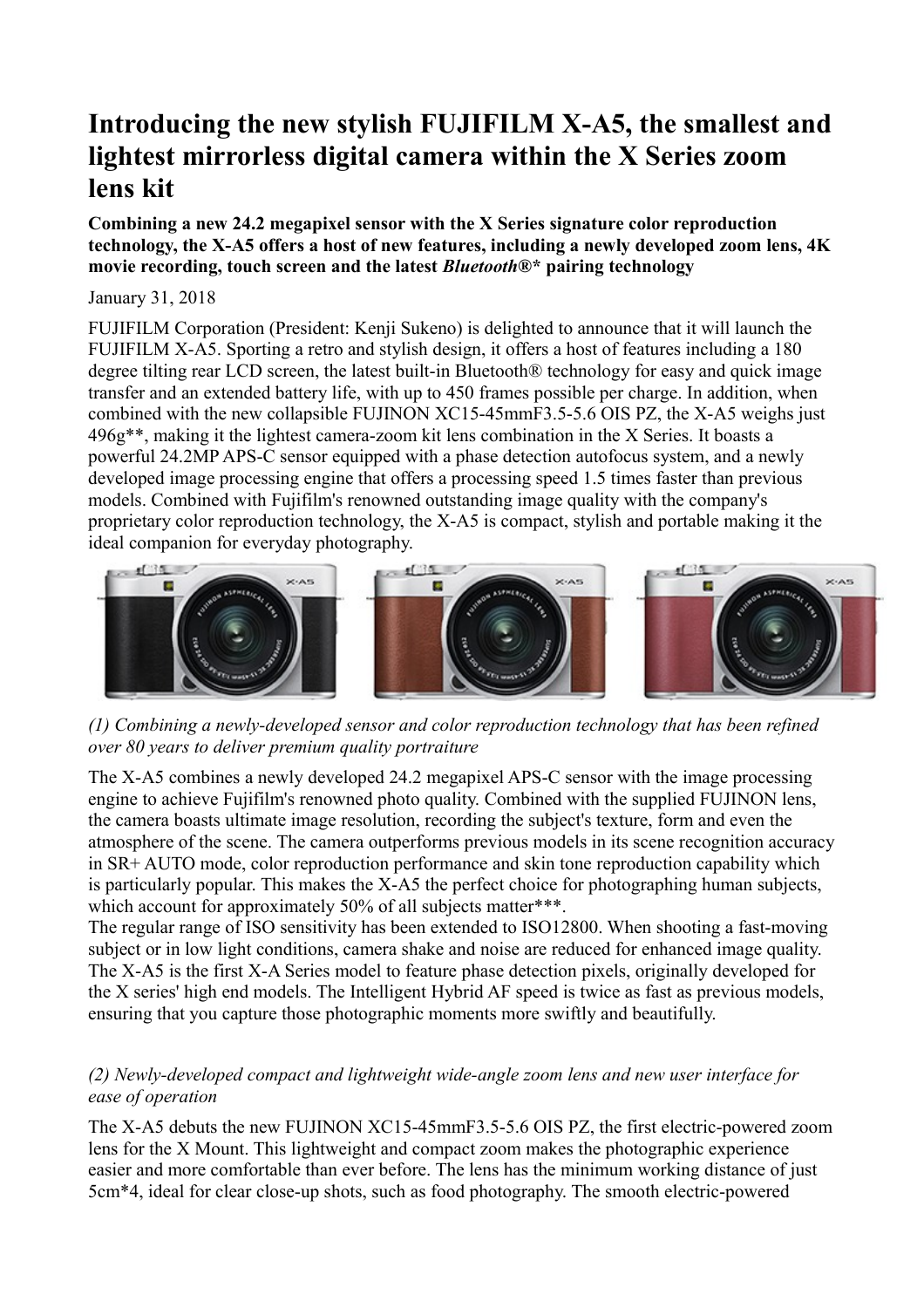# Introducing the new stylish FUJIFILM X-A5, the smallest and lightest mirrorless digital camera within the X Series zoom lens kit

**Combining a new 24.2 megapixel sensor with the X Series signature color reproduction technology, the X-A5 offers a host of new features, including a newly developed zoom lens, 4K movie recording, touch screen and the latest *Bluetooth*®* pairing technology**

January 31, 2018

FUJIFILM Corporation (President: Kenji Sukeno) is delighted to announce that it will launch the FUJIFILM X-A5. Sporting a retro and stylish design, it offers a host of features including a 180 degree tilting rear LCD screen, the latest built-in Bluetooth® technology for easy and quick image transfer and an extended battery life, with up to 450 frames possible per charge. In addition, when combined with the new collapsible FUJINON XC15-45mmF3.5-5.6 OIS PZ, the X-A5 weighs just 496g**, making it the lightest camera-zoom kit lens combination in the X Series. It boasts a powerful 24.2MP APS-C sensor equipped with a phase detection autofocus system, and a newly developed image processing engine that offers a processing speed 1.5 times faster than previous models. Combined with Fujifilm's renowned outstanding image quality with the company's proprietary color reproduction technology, the X-A5 is compact, stylish and portable making it the ideal companion for everyday photography.

*(1) Combining a newly-developed sensor and color reproduction technology that has been refined over 80 years to deliver premium quality portraiture*

The X-A5 combines a newly developed 24.2 megapixel APS-C sensor with the image processing engine to achieve Fujifilm's renowned photo quality. Combined with the supplied FUJINON lens, the camera boasts ultimate image resolution, recording the subject's texture, form and even the atmosphere of the scene. The camera outperforms previous models in its scene recognition accuracy in SR+ AUTO mode, color reproduction performance and skin tone reproduction capability which is particularly popular. This makes the X-A5 the perfect choice for photographing human subjects, which account for approximately 50% of all subjects matter***.
The regular range of ISO sensitivity has been extended to ISO12800. When shooting a fast-moving subject or in low light conditions, camera shake and noise are reduced for enhanced image quality. The X-A5 is the first X-A Series model to feature phase detection pixels, originally developed for the X series' high end models. The Intelligent Hybrid AF speed is twice as fast as previous models, ensuring that you capture those photographic moments more swiftly and beautifully.

*(2) Newly-developed compact and lightweight wide-angle zoom lens and new user interface for ease of operation*

The X-A5 debuts the new FUJINON XC15-45mmF3.5-5.6 OIS PZ, the first electric-powered zoom lens for the X Mount. This lightweight and compact zoom makes the photographic experience easier and more comfortable than ever before. The lens has the minimum working distance of just 5cm*4, ideal for clear close-up shots, such as food photography. The smooth electric-powered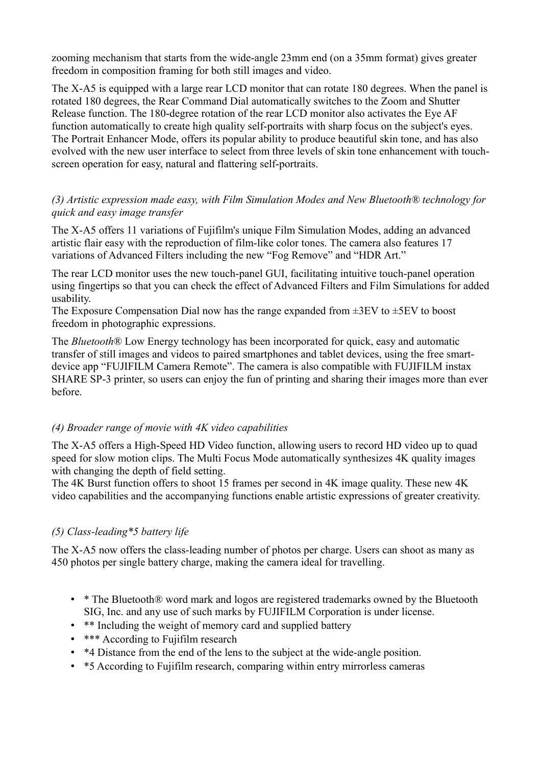zooming mechanism that starts from the wide-angle 23mm end (on a 35mm format) gives greater freedom in composition framing for both still images and video.

The X-A5 is equipped with a large rear LCD monitor that can rotate 180 degrees. When the panel is rotated 180 degrees, the Rear Command Dial automatically switches to the Zoom and Shutter Release function. The 180-degree rotation of the rear LCD monitor also activates the Eye AF function automatically to create high quality self-portraits with sharp focus on the subject's eyes. The Portrait Enhancer Mode, offers its popular ability to produce beautiful skin tone, and has also evolved with the new user interface to select from three levels of skin tone enhancement with touch-screen operation for easy, natural and flattering self-portraits.

*(3) Artistic expression made easy, with Film Simulation Modes and New Bluetooth® technology for quick and easy image transfer*

The X-A5 offers 11 variations of Fujifilm's unique Film Simulation Modes, adding an advanced artistic flair easy with the reproduction of film-like color tones. The camera also features 17 variations of Advanced Filters including the new "Fog Remove" and "HDR Art."

The rear LCD monitor uses the new touch-panel GUI, facilitating intuitive touch-panel operation using fingertips so that you can check the effect of Advanced Filters and Film Simulations for added usability.
The Exposure Compensation Dial now has the range expanded from ±3EV to ±5EV to boost freedom in photographic expressions.

The *Bluetooth*® Low Energy technology has been incorporated for quick, easy and automatic transfer of still images and videos to paired smartphones and tablet devices, using the free smart-device app "FUJIFILM Camera Remote". The camera is also compatible with FUJIFILM instax SHARE SP-3 printer, so users can enjoy the fun of printing and sharing their images more than ever before.

*(4) Broader range of movie with 4K video capabilities*

The X-A5 offers a High-Speed HD Video function, allowing users to record HD video up to quad speed for slow motion clips. The Multi Focus Mode automatically synthesizes 4K quality images with changing the depth of field setting.
The 4K Burst function offers to shoot 15 frames per second in 4K image quality. These new 4K video capabilities and the accompanying functions enable artistic expressions of greater creativity.

*(5) Class-leading*5 battery life*

The X-A5 now offers the class-leading number of photos per charge. Users can shoot as many as 450 photos per single battery charge, making the camera ideal for travelling.

- * The Bluetooth® word mark and logos are registered trademarks owned by the Bluetooth SIG, Inc. and any use of such marks by FUJIFILM Corporation is under license.
- ** Including the weight of memory card and supplied battery
- *** According to Fujifilm research
- *4 Distance from the end of the lens to the subject at the wide-angle position.
- *5 According to Fujifilm research, comparing within entry mirrorless cameras